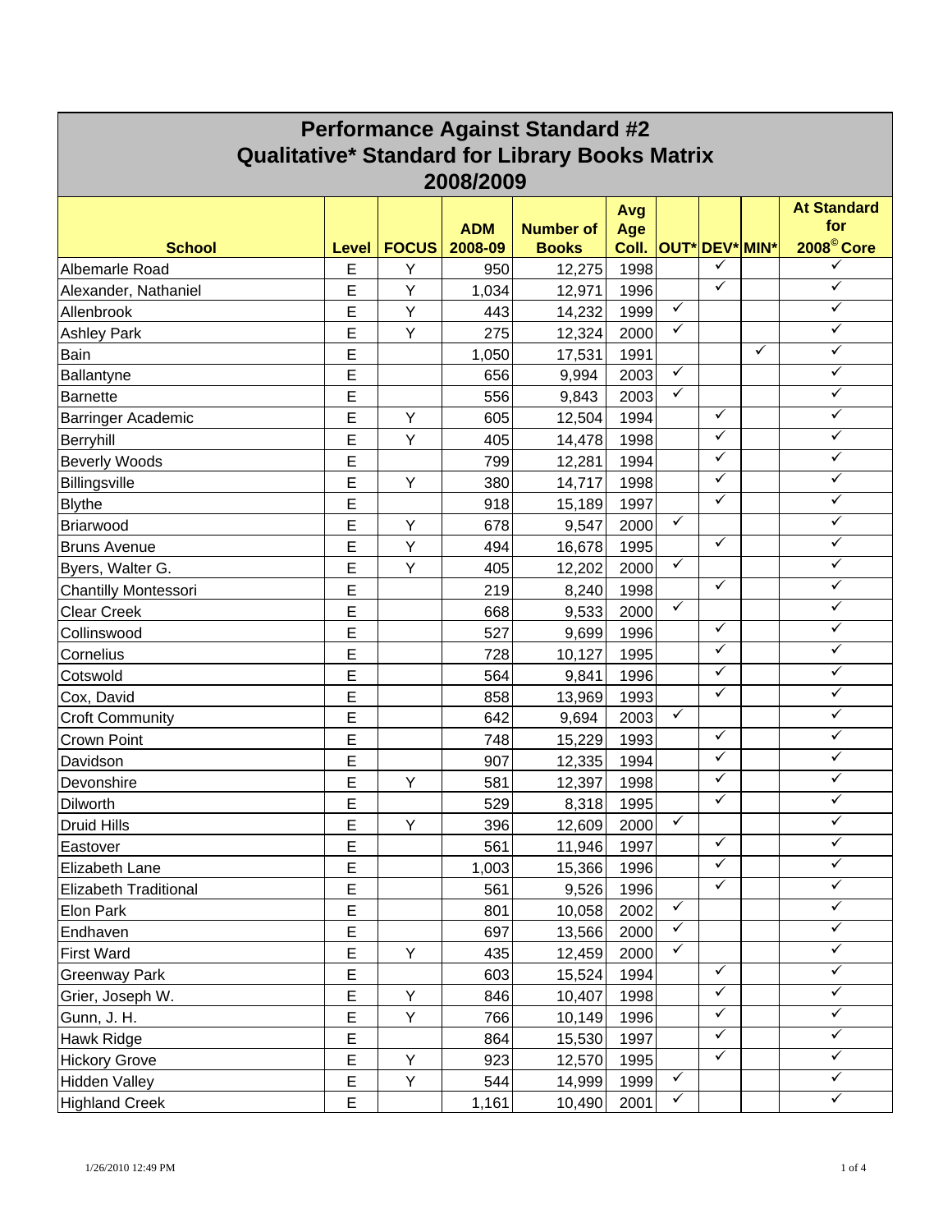# Performance Against Standard #2
## Qualitative* Standard for Library Books Matrix
## 2008/2009

| School | Level | FOCUS | ADM 2008-09 | Number of Books | Avg Age Coll. | OUT* | DEV* | MIN* | At Standard for 2008© Core |
|---|---|---|---|---|---|---|---|---|---|
| Albemarle Road | E | Y | 950 | 12,275 | 1998 | | ✓ | | ✓ |
| Alexander, Nathaniel | E | Y | 1,034 | 12,971 | 1996 | | ✓ | | ✓ |
| Allenbrook | E | Y | 443 | 14,232 | 1999 | ✓ | | | ✓ |
| Ashley Park | E | Y | 275 | 12,324 | 2000 | ✓ | | | ✓ |
| Bain | E | | 1,050 | 17,531 | 1991 | | | ✓ | ✓ |
| Ballantyne | E | | 656 | 9,994 | 2003 | ✓ | | | ✓ |
| Barnette | E | | 556 | 9,843 | 2003 | ✓ | | | ✓ |
| Barringer Academic | E | Y | 605 | 12,504 | 1994 | | ✓ | | ✓ |
| Berryhill | E | Y | 405 | 14,478 | 1998 | | ✓ | | ✓ |
| Beverly Woods | E | | 799 | 12,281 | 1994 | | ✓ | | ✓ |
| Billingsville | E | Y | 380 | 14,717 | 1998 | | ✓ | | ✓ |
| Blythe | E | | 918 | 15,189 | 1997 | | ✓ | | ✓ |
| Briarwood | E | Y | 678 | 9,547 | 2000 | ✓ | | | ✓ |
| Bruns Avenue | E | Y | 494 | 16,678 | 1995 | | ✓ | | ✓ |
| Byers, Walter G. | E | Y | 405 | 12,202 | 2000 | ✓ | | | ✓ |
| Chantilly Montessori | E | | 219 | 8,240 | 1998 | | ✓ | | ✓ |
| Clear Creek | E | | 668 | 9,533 | 2000 | ✓ | | | ✓ |
| Collinswood | E | | 527 | 9,699 | 1996 | | ✓ | | ✓ |
| Cornelius | E | | 728 | 10,127 | 1995 | | ✓ | | ✓ |
| Cotswold | E | | 564 | 9,841 | 1996 | | ✓ | | ✓ |
| Cox, David | E | | 858 | 13,969 | 1993 | | ✓ | | ✓ |
| Croft Community | E | | 642 | 9,694 | 2003 | ✓ | | | ✓ |
| Crown Point | E | | 748 | 15,229 | 1993 | | ✓ | | ✓ |
| Davidson | E | | 907 | 12,335 | 1994 | | ✓ | | ✓ |
| Devonshire | E | Y | 581 | 12,397 | 1998 | | ✓ | | ✓ |
| Dilworth | E | | 529 | 8,318 | 1995 | | ✓ | | ✓ |
| Druid Hills | E | Y | 396 | 12,609 | 2000 | ✓ | | | ✓ |
| Eastover | E | | 561 | 11,946 | 1997 | | ✓ | | ✓ |
| Elizabeth Lane | E | | 1,003 | 15,366 | 1996 | | ✓ | | ✓ |
| Elizabeth Traditional | E | | 561 | 9,526 | 1996 | | ✓ | | ✓ |
| Elon Park | E | | 801 | 10,058 | 2002 | ✓ | | | ✓ |
| Endhaven | E | | 697 | 13,566 | 2000 | ✓ | | | ✓ |
| First Ward | E | Y | 435 | 12,459 | 2000 | ✓ | | | ✓ |
| Greenway Park | E | | 603 | 15,524 | 1994 | | ✓ | | ✓ |
| Grier, Joseph W. | E | Y | 846 | 10,407 | 1998 | | ✓ | | ✓ |
| Gunn, J. H. | E | Y | 766 | 10,149 | 1996 | | ✓ | | ✓ |
| Hawk Ridge | E | | 864 | 15,530 | 1997 | | ✓ | | ✓ |
| Hickory Grove | E | Y | 923 | 12,570 | 1995 | | ✓ | | ✓ |
| Hidden Valley | E | Y | 544 | 14,999 | 1999 | ✓ | | | ✓ |
| Highland Creek | E | | 1,161 | 10,490 | 2001 | ✓ | | | ✓ |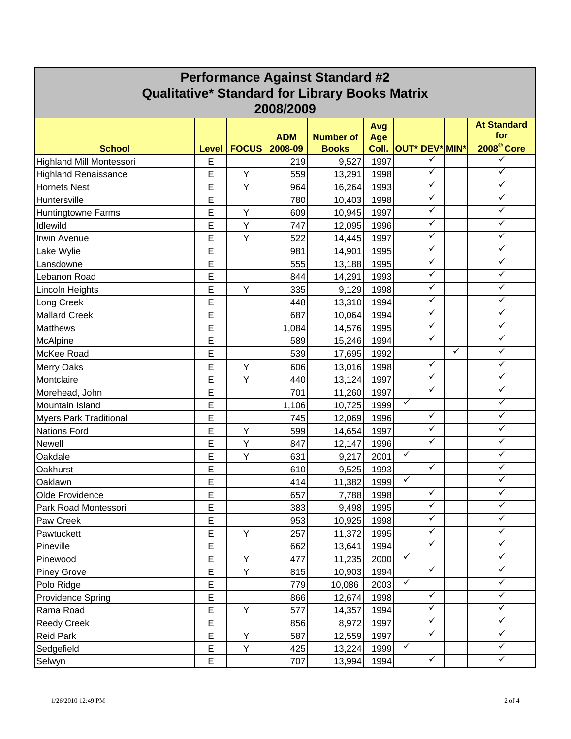# Performance Against Standard #2
## Qualitative* Standard for Library Books Matrix
## 2008/2009

| School | Level | FOCUS | ADM 2008-09 | Number of Books | Avg Age Coll. | OUT* | DEV* | MIN* | At Standard for 2008© Core |
|---|---|---|---|---|---|---|---|---|---|
| Highland Mill Montessori | E | | 219 | 9,527 | 1997 | | ✓ | | ✓ |
| Highland Renaissance | E | Y | 559 | 13,291 | 1998 | | ✓ | | ✓ |
| Hornets Nest | E | Y | 964 | 16,264 | 1993 | | ✓ | | ✓ |
| Huntersville | E | | 780 | 10,403 | 1998 | | ✓ | | ✓ |
| Huntingtowne Farms | E | Y | 609 | 10,945 | 1997 | | ✓ | | ✓ |
| Idlewild | E | Y | 747 | 12,095 | 1996 | | ✓ | | ✓ |
| Irwin Avenue | E | Y | 522 | 14,445 | 1997 | | ✓ | | ✓ |
| Lake Wylie | E | | 981 | 14,901 | 1995 | | ✓ | | ✓ |
| Lansdowne | E | | 555 | 13,188 | 1995 | | ✓ | | ✓ |
| Lebanon Road | E | | 844 | 14,291 | 1993 | | ✓ | | ✓ |
| Lincoln Heights | E | Y | 335 | 9,129 | 1998 | | ✓ | | ✓ |
| Long Creek | E | | 448 | 13,310 | 1994 | | ✓ | | ✓ |
| Mallard Creek | E | | 687 | 10,064 | 1994 | | ✓ | | ✓ |
| Matthews | E | | 1,084 | 14,576 | 1995 | | ✓ | | ✓ |
| McAlpine | E | | 589 | 15,246 | 1994 | | ✓ | | ✓ |
| McKee Road | E | | 539 | 17,695 | 1992 | | | ✓ | ✓ |
| Merry Oaks | E | Y | 606 | 13,016 | 1998 | | ✓ | | ✓ |
| Montclaire | E | Y | 440 | 13,124 | 1997 | | ✓ | | ✓ |
| Morehead, John | E | | 701 | 11,260 | 1997 | | ✓ | | ✓ |
| Mountain Island | E | | 1,106 | 10,725 | 1999 | ✓ | | | ✓ |
| Myers Park Traditional | E | | 745 | 12,069 | 1996 | | ✓ | | ✓ |
| Nations Ford | E | Y | 599 | 14,654 | 1997 | | ✓ | | ✓ |
| Newell | E | Y | 847 | 12,147 | 1996 | | ✓ | | ✓ |
| Oakdale | E | Y | 631 | 9,217 | 2001 | ✓ | | | ✓ |
| Oakhurst | E | | 610 | 9,525 | 1993 | | ✓ | | ✓ |
| Oaklawn | E | | 414 | 11,382 | 1999 | ✓ | | | ✓ |
| Olde Providence | E | | 657 | 7,788 | 1998 | | ✓ | | ✓ |
| Park Road Montessori | E | | 383 | 9,498 | 1995 | | ✓ | | ✓ |
| Paw Creek | E | | 953 | 10,925 | 1998 | | ✓ | | ✓ |
| Pawtuckett | E | Y | 257 | 11,372 | 1995 | | ✓ | | ✓ |
| Pineville | E | | 662 | 13,641 | 1994 | | ✓ | | ✓ |
| Pinewood | E | Y | 477 | 11,235 | 2000 | ✓ | | | ✓ |
| Piney Grove | E | Y | 815 | 10,903 | 1994 | | ✓ | | ✓ |
| Polo Ridge | E | | 779 | 10,086 | 2003 | ✓ | | | ✓ |
| Providence Spring | E | | 866 | 12,674 | 1998 | | ✓ | | ✓ |
| Rama Road | E | Y | 577 | 14,357 | 1994 | | ✓ | | ✓ |
| Reedy Creek | E | | 856 | 8,972 | 1997 | | ✓ | | ✓ |
| Reid Park | E | Y | 587 | 12,559 | 1997 | | ✓ | | ✓ |
| Sedgefield | E | Y | 425 | 13,224 | 1999 | ✓ | | | ✓ |
| Selwyn | E | | 707 | 13,994 | 1994 | | ✓ | | ✓ |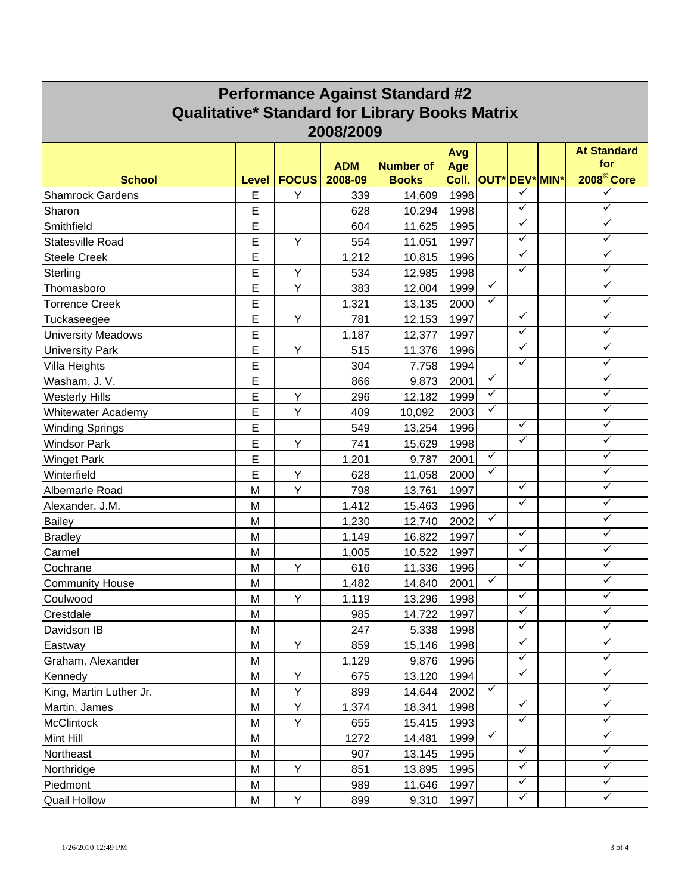# Performance Against Standard #2
## Qualitative* Standard for Library Books Matrix
## 2008/2009

| School | Level | FOCUS | ADM 2008-09 | Number of Books | Avg Age Coll. | OUT* | DEV* | MIN* | At Standard for 2008© Core |
|---|---|---|---|---|---|---|---|---|---|
| Shamrock Gardens | E | Y | 339 | 14,609 | 1998 | | ✓ | | ✓ |
| Sharon | E | | 628 | 10,294 | 1998 | | ✓ | | ✓ |
| Smithfield | E | | 604 | 11,625 | 1995 | | ✓ | | ✓ |
| Statesville Road | E | Y | 554 | 11,051 | 1997 | | ✓ | | ✓ |
| Steele Creek | E | | 1,212 | 10,815 | 1996 | | ✓ | | ✓ |
| Sterling | E | Y | 534 | 12,985 | 1998 | | ✓ | | ✓ |
| Thomasboro | E | Y | 383 | 12,004 | 1999 | ✓ | | | ✓ |
| Torrence Creek | E | | 1,321 | 13,135 | 2000 | ✓ | | | ✓ |
| Tuckaseegee | E | Y | 781 | 12,153 | 1997 | | ✓ | | ✓ |
| University Meadows | E | | 1,187 | 12,377 | 1997 | | ✓ | | ✓ |
| University Park | E | Y | 515 | 11,376 | 1996 | | ✓ | | ✓ |
| Villa Heights | E | | 304 | 7,758 | 1994 | | ✓ | | ✓ |
| Washam, J. V. | E | | 866 | 9,873 | 2001 | ✓ | | | ✓ |
| Westerly Hills | E | Y | 296 | 12,182 | 1999 | ✓ | | | ✓ |
| Whitewater Academy | E | Y | 409 | 10,092 | 2003 | ✓ | | | ✓ |
| Winding Springs | E | | 549 | 13,254 | 1996 | | ✓ | | ✓ |
| Windsor Park | E | Y | 741 | 15,629 | 1998 | | ✓ | | ✓ |
| Winget Park | E | | 1,201 | 9,787 | 2001 | ✓ | | | ✓ |
| Winterfield | E | Y | 628 | 11,058 | 2000 | ✓ | | | ✓ |
| Albemarle Road | M | Y | 798 | 13,761 | 1997 | | ✓ | | ✓ |
| Alexander, J.M. | M | | 1,412 | 15,463 | 1996 | | ✓ | | ✓ |
| Bailey | M | | 1,230 | 12,740 | 2002 | ✓ | | | ✓ |
| Bradley | M | | 1,149 | 16,822 | 1997 | | ✓ | | ✓ |
| Carmel | M | | 1,005 | 10,522 | 1997 | | ✓ | | ✓ |
| Cochrane | M | Y | 616 | 11,336 | 1996 | | ✓ | | ✓ |
| Community House | M | | 1,482 | 14,840 | 2001 | ✓ | | | ✓ |
| Coulwood | M | Y | 1,119 | 13,296 | 1998 | | ✓ | | ✓ |
| Crestdale | M | | 985 | 14,722 | 1997 | | ✓ | | ✓ |
| Davidson IB | M | | 247 | 5,338 | 1998 | | ✓ | | ✓ |
| Eastway | M | Y | 859 | 15,146 | 1998 | | ✓ | | ✓ |
| Graham, Alexander | M | | 1,129 | 9,876 | 1996 | | ✓ | | ✓ |
| Kennedy | M | Y | 675 | 13,120 | 1994 | | ✓ | | ✓ |
| King, Martin Luther Jr. | M | Y | 899 | 14,644 | 2002 | ✓ | | | ✓ |
| Martin, James | M | Y | 1,374 | 18,341 | 1998 | | ✓ | | ✓ |
| McClintock | M | Y | 655 | 15,415 | 1993 | | ✓ | | ✓ |
| Mint Hill | M | | 1272 | 14,481 | 1999 | ✓ | | | ✓ |
| Northeast | M | | 907 | 13,145 | 1995 | | ✓ | | ✓ |
| Northridge | M | Y | 851 | 13,895 | 1995 | | ✓ | | ✓ |
| Piedmont | M | | 989 | 11,646 | 1997 | | ✓ | | ✓ |
| Quail Hollow | M | Y | 899 | 9,310 | 1997 | | ✓ | | ✓ |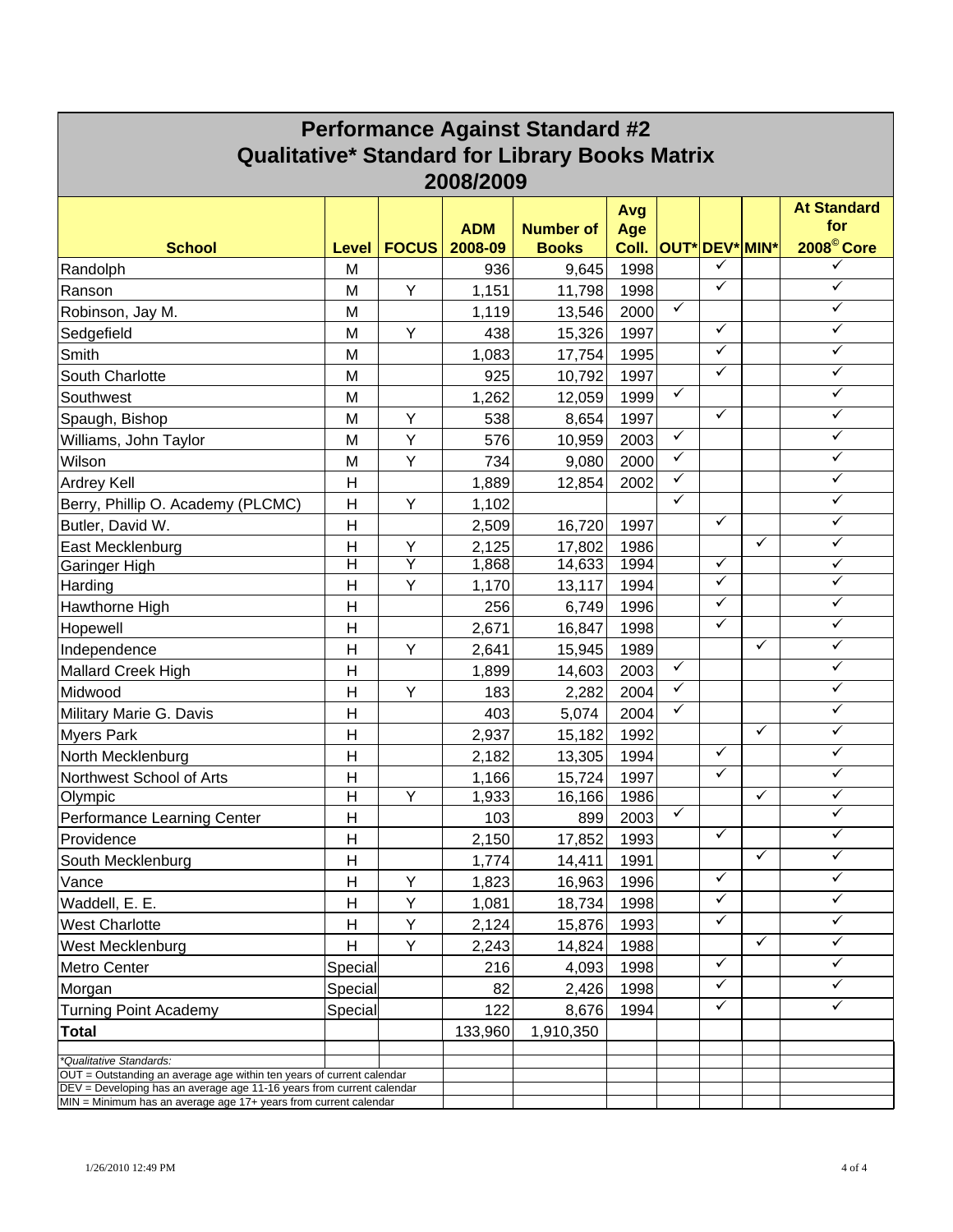# Performance Against Standard #2
## Qualitative* Standard for Library Books Matrix
## 2008/2009

| School | Level | FOCUS | ADM 2008-09 | Number of Books | Avg Age Coll. | OUT* | DEV* | MIN* | At Standard for 2008© Core |
|---|---|---|---|---|---|---|---|---|---|
| Randolph | M | | 936 | 9,645 | 1998 | | ✓ | | ✓ |
| Ranson | M | Y | 1,151 | 11,798 | 1998 | | ✓ | | ✓ |
| Robinson, Jay M. | M | | 1,119 | 13,546 | 2000 | ✓ | | | ✓ |
| Sedgefield | M | Y | 438 | 15,326 | 1997 | | ✓ | | ✓ |
| Smith | M | | 1,083 | 17,754 | 1995 | | ✓ | | ✓ |
| South Charlotte | M | | 925 | 10,792 | 1997 | | ✓ | | ✓ |
| Southwest | M | | 1,262 | 12,059 | 1999 | ✓ | | | ✓ |
| Spaugh, Bishop | M | Y | 538 | 8,654 | 1997 | | ✓ | | ✓ |
| Williams, John Taylor | M | Y | 576 | 10,959 | 2003 | ✓ | | | ✓ |
| Wilson | M | Y | 734 | 9,080 | 2000 | ✓ | | | ✓ |
| Ardrey Kell | H | | 1,889 | 12,854 | 2002 | ✓ | | | ✓ |
| Berry, Phillip O. Academy (PLCMC) | H | Y | 1,102 | | | ✓ | | | ✓ |
| Butler, David W. | H | | 2,509 | 16,720 | 1997 | | ✓ | | ✓ |
| East Mecklenburg | H | Y | 2,125 | 17,802 | 1986 | | | ✓ | ✓ |
| Garinger High | H | Y | 1,868 | 14,633 | 1994 | | ✓ | | ✓ |
| Harding | H | Y | 1,170 | 13,117 | 1994 | | ✓ | | ✓ |
| Hawthorne High | H | | 256 | 6,749 | 1996 | | ✓ | | ✓ |
| Hopewell | H | | 2,671 | 16,847 | 1998 | | ✓ | | ✓ |
| Independence | H | Y | 2,641 | 15,945 | 1989 | | | ✓ | ✓ |
| Mallard Creek High | H | | 1,899 | 14,603 | 2003 | ✓ | | | ✓ |
| Midwood | H | Y | 183 | 2,282 | 2004 | ✓ | | | ✓ |
| Military Marie G. Davis | H | | 403 | 5,074 | 2004 | ✓ | | | ✓ |
| Myers Park | H | | 2,937 | 15,182 | 1992 | | | ✓ | ✓ |
| North Mecklenburg | H | | 2,182 | 13,305 | 1994 | | ✓ | | ✓ |
| Northwest School of Arts | H | | 1,166 | 15,724 | 1997 | | ✓ | | ✓ |
| Olympic | H | Y | 1,933 | 16,166 | 1986 | | | ✓ | ✓ |
| Performance Learning Center | H | | 103 | 899 | 2003 | ✓ | | | ✓ |
| Providence | H | | 2,150 | 17,852 | 1993 | | ✓ | | ✓ |
| South Mecklenburg | H | | 1,774 | 14,411 | 1991 | | | ✓ | ✓ |
| Vance | H | Y | 1,823 | 16,963 | 1996 | | ✓ | | ✓ |
| Waddell, E. E. | H | Y | 1,081 | 18,734 | 1998 | | ✓ | | ✓ |
| West Charlotte | H | Y | 2,124 | 15,876 | 1993 | | ✓ | | ✓ |
| West Mecklenburg | H | Y | 2,243 | 14,824 | 1988 | | | ✓ | ✓ |
| Metro Center | Special | | 216 | 4,093 | 1998 | | ✓ | | ✓ |
| Morgan | Special | | 82 | 2,426 | 1998 | | ✓ | | ✓ |
| Turning Point Academy | Special | | 122 | 8,676 | 1994 | | ✓ | | ✓ |
| **Total** | | | 133,960 | 1,910,350 | | | | | |

*Qualitative Standards:*
OUT = Outstanding an average age within ten years of current calendar
DEV = Developing has an average age 11-16 years from current calendar
MIN = Minimum has an average age 17+ years from current calendar